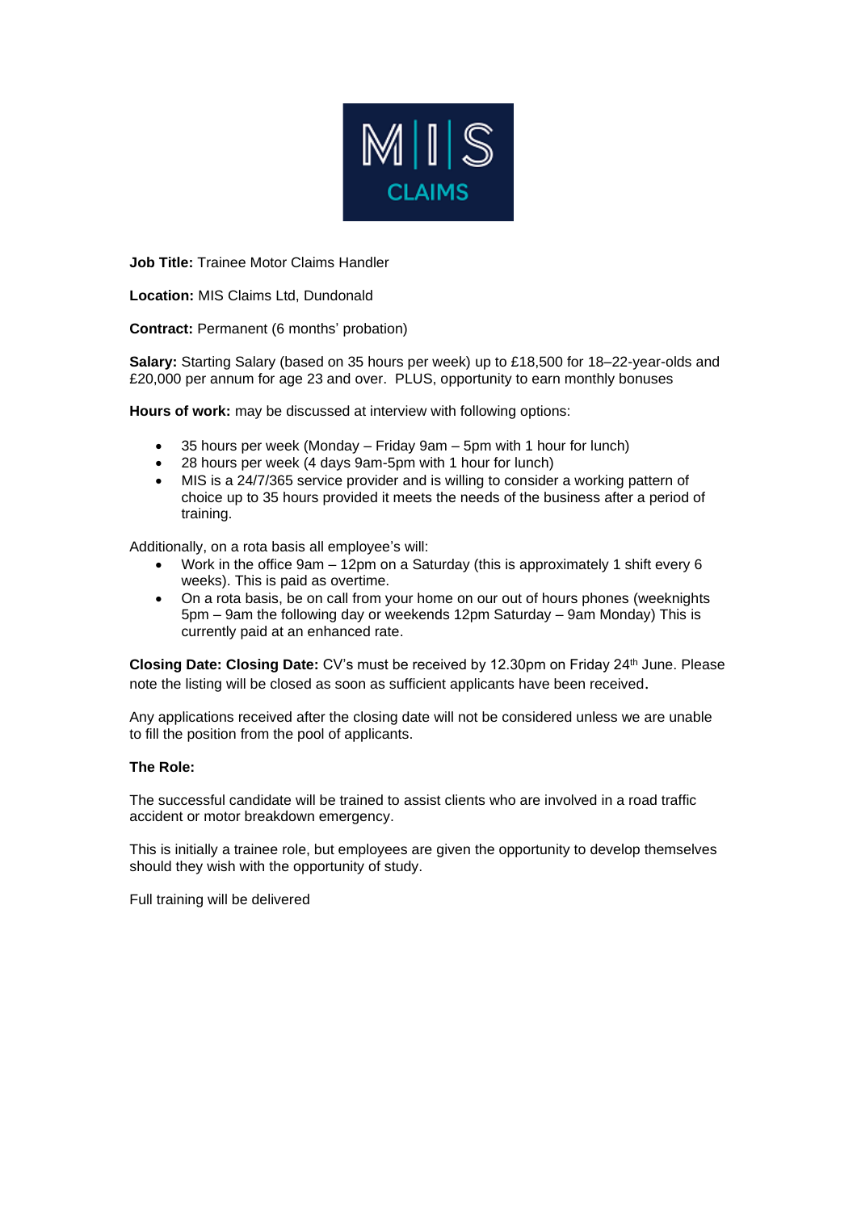**Job Title:** Trainee Motor Claims Handler

**Location:** MIS Claims Ltd, Dundonald

**Contract:** Permanent (6 months' probation)

**Salary:** Starting Salary (based on 35 hours per week) up to £18,500 for 18–22-year-olds and £20,000 per annum for age 23 and over. PLUS, opportunity to earn monthly bonuses

**Hours of work:** may be discussed at interview with following options:

- 35 hours per week (Monday – Friday 9am – 5pm with 1 hour for lunch)
- 28 hours per week (4 days 9am-5pm with 1 hour for lunch)
- MIS is a 24/7/365 service provider and is willing to consider a working pattern of choice up to 35 hours provided it meets the needs of the business after a period of training.

Additionally, on a rota basis all employee's will:

- Work in the office 9am – 12pm on a Saturday (this is approximately 1 shift every 6 weeks). This is paid as overtime.
- On a rota basis, be on call from your home on our out of hours phones (weeknights 5pm – 9am the following day or weekends 12pm Saturday – 9am Monday) This is currently paid at an enhanced rate.

**Closing Date: Closing Date:** CV's must be received by 12.30pm on Friday 24th June. Please note the listing will be closed as soon as sufficient applicants have been received.

Any applications received after the closing date will not be considered unless we are unable to fill the position from the pool of applicants.

**The Role:**

The successful candidate will be trained to assist clients who are involved in a road traffic accident or motor breakdown emergency.

This is initially a trainee role, but employees are given the opportunity to develop themselves should they wish with the opportunity of study.

Full training will be delivered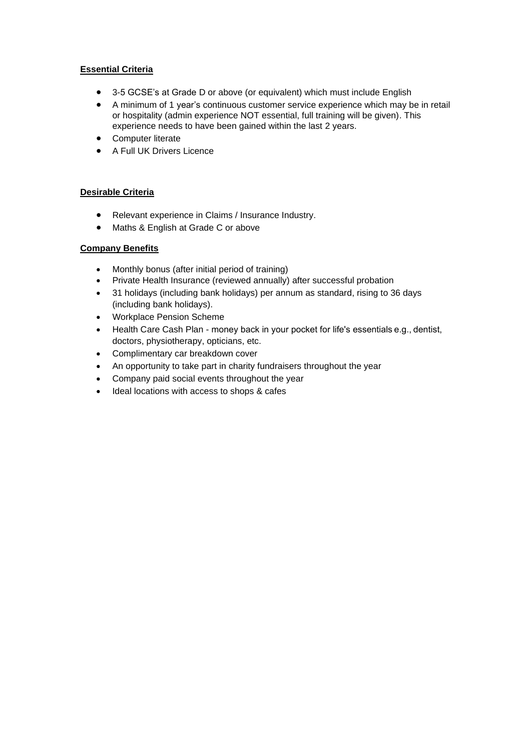**Essential Criteria**

- 3-5 GCSE's at Grade D or above (or equivalent) which must include English
- A minimum of 1 year's continuous customer service experience which may be in retail or hospitality (admin experience NOT essential, full training will be given). This experience needs to have been gained within the last 2 years.
- Computer literate
- A Full UK Drivers Licence

**Desirable Criteria**

- Relevant experience in Claims / Insurance Industry.
- Maths & English at Grade C or above

**Company Benefits**

- Monthly bonus (after initial period of training)
- Private Health Insurance (reviewed annually) after successful probation
- 31 holidays (including bank holidays) per annum as standard, rising to 36 days (including bank holidays).
- Workplace Pension Scheme
- Health Care Cash Plan - money back in your pocket for life's essentials e.g., dentist, doctors, physiotherapy, opticians, etc.
- Complimentary car breakdown cover
- An opportunity to take part in charity fundraisers throughout the year
- Company paid social events throughout the year
- Ideal locations with access to shops & cafes